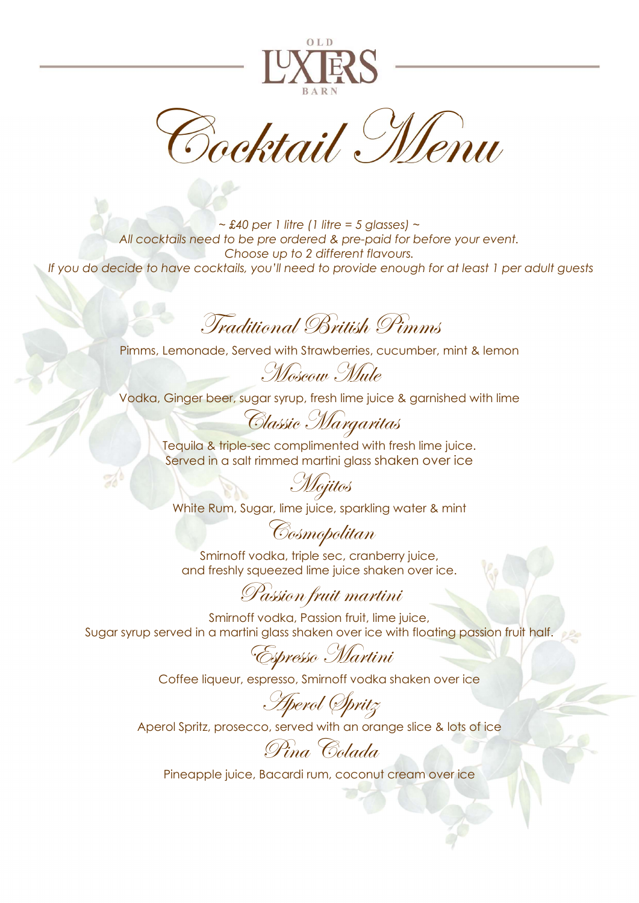OLD LUXTERS BARN

# Cocktail Menu

*~ £40 per 1 litre (1 litre = 5 glasses) ~*
*All cocktails need to be pre ordered & pre-paid for before your event.*
*Choose up to 2 different flavours.*
*If you do decide to have cocktails, you'll need to provide enough for at least 1 per adult guests*

## Traditional British Pimms

Pimms, Lemonade, Served with Strawberries, cucumber, mint & lemon

## Moscow Mule

Vodka, Ginger beer, sugar syrup, fresh lime juice & garnished with lime

## Classic Margaritas

Tequila & triple-sec complimented with fresh lime juice.
Served in a salt rimmed martini glass shaken over ice

## Mojitos

White Rum, Sugar, lime juice, sparkling water & mint

## Cosmopolitan

Smirnoff vodka, triple sec, cranberry juice,
and freshly squeezed lime juice shaken over ice.

## Passion fruit martini

Smirnoff vodka, Passion fruit, lime juice,
Sugar syrup served in a martini glass shaken over ice with floating passion fruit half.

## Espresso Martini

Coffee liqueur, espresso, Smirnoff vodka shaken over ice

## Aperol Spritz

Aperol Spritz, prosecco, served with an orange slice & lots of ice

## Pina Colada

Pineapple juice, Bacardi rum, coconut cream over ice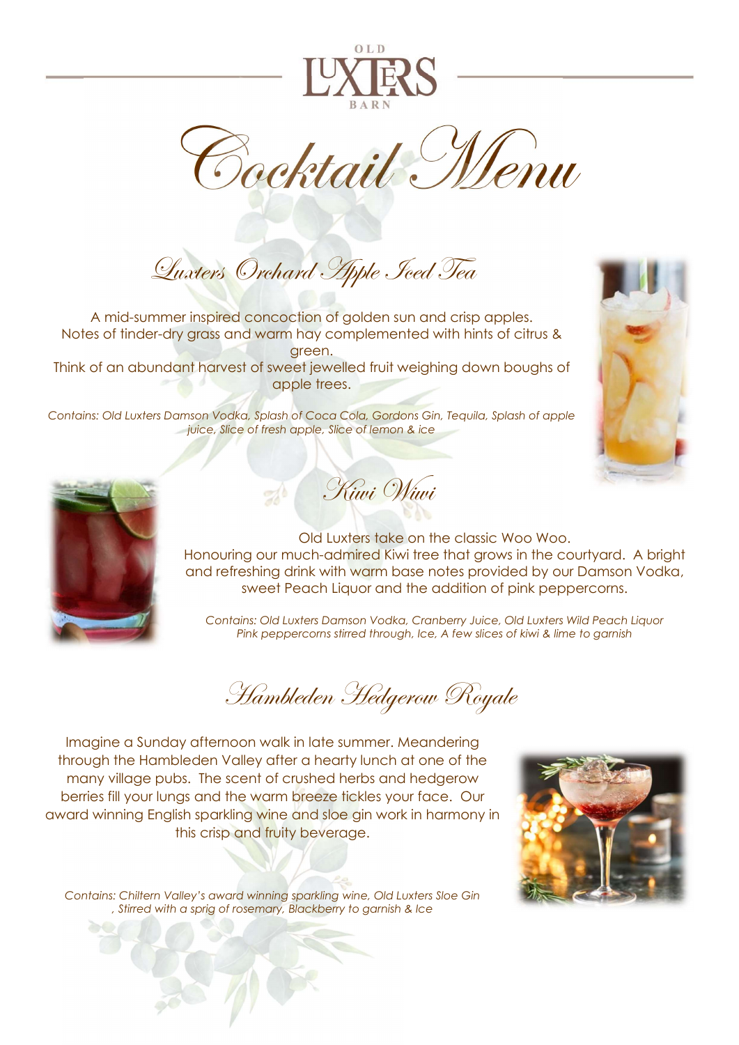# Cocktail Menu

## Luxters Orchard Apple Iced Tea

A mid-summer inspired concoction of golden sun and crisp apples.
Notes of tinder-dry grass and warm hay complemented with hints of citrus & green.
Think of an abundant harvest of sweet jewelled fruit weighing down boughs of apple trees.

*Contains: Old Luxters Damson Vodka, Splash of Coca Cola, Gordons Gin, Tequila, Splash of apple juice, Slice of fresh apple, Slice of lemon & ice*

## Kiwi Wiwi

Old Luxters take on the classic Woo Woo.
Honouring our much-admired Kiwi tree that grows in the courtyard. A bright and refreshing drink with warm base notes provided by our Damson Vodka, sweet Peach Liquor and the addition of pink peppercorns.

*Contains: Old Luxters Damson Vodka, Cranberry Juice, Old Luxters Wild Peach Liquor Pink peppercorns stirred through, Ice, A few slices of kiwi & lime to garnish*

## Hambleden Hedgerow Royale

Imagine a Sunday afternoon walk in late summer. Meandering through the Hambleden Valley after a hearty lunch at one of the many village pubs. The scent of crushed herbs and hedgerow berries fill your lungs and the warm breeze tickles your face. Our award winning English sparkling wine and sloe gin work in harmony in this crisp and fruity beverage.

*Contains: Chiltern Valley's award winning sparkling wine, Old Luxters Sloe Gin , Stirred with a sprig of rosemary, Blackberry to garnish & Ice*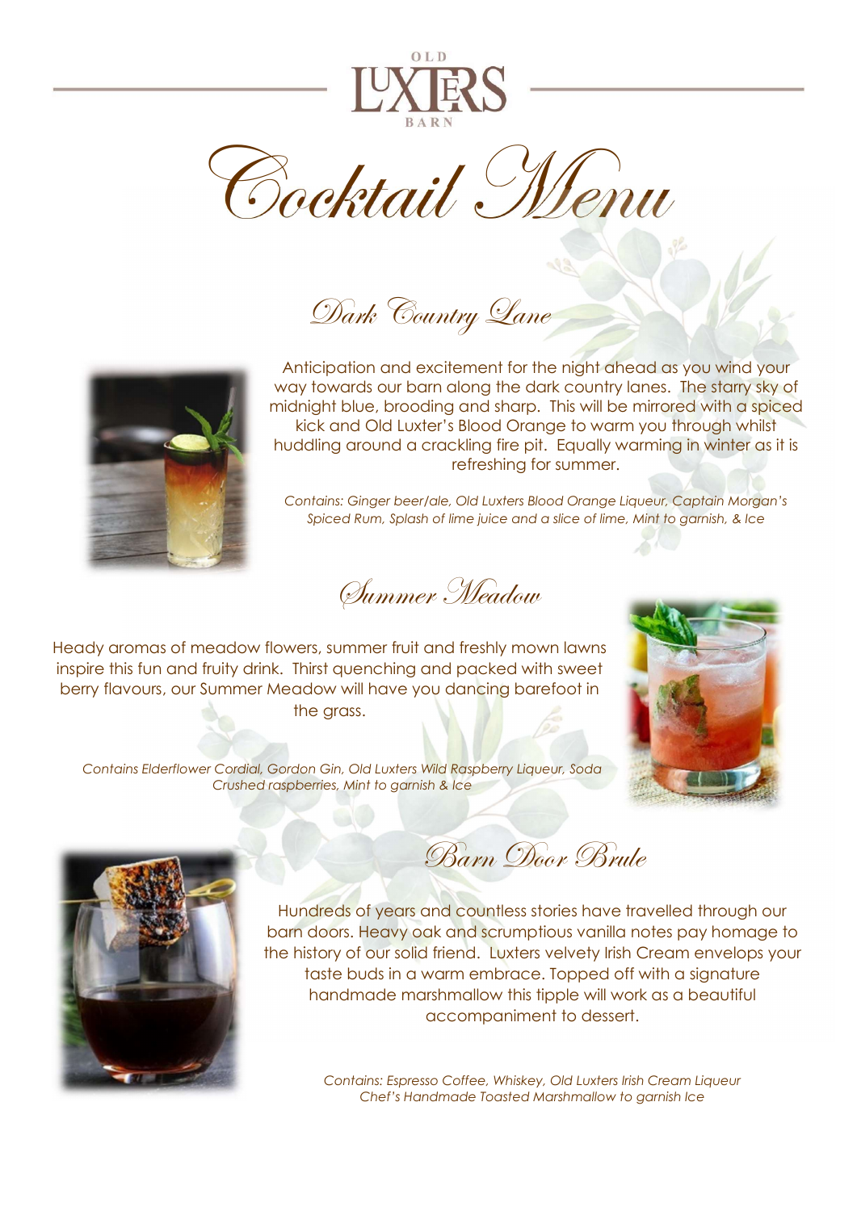OLD LUXTERS BARN

# Cocktail Menu

## Dark Country Lane

Anticipation and excitement for the night ahead as you wind your way towards our barn along the dark country lanes. The starry sky of midnight blue, brooding and sharp. This will be mirrored with a spiced kick and Old Luxter's Blood Orange to warm you through whilst huddling around a crackling fire pit. Equally warming in winter as it is refreshing for summer.

*Contains: Ginger beer/ale, Old Luxters Blood Orange Liqueur, Captain Morgan's Spiced Rum, Splash of lime juice and a slice of lime, Mint to garnish, & Ice*

## Summer Meadow

Heady aromas of meadow flowers, summer fruit and freshly mown lawns inspire this fun and fruity drink. Thirst quenching and packed with sweet berry flavours, our Summer Meadow will have you dancing barefoot in the grass.

*Contains Elderflower Cordial, Gordon Gin, Old Luxters Wild Raspberry Liqueur, Soda Crushed raspberries, Mint to garnish & Ice*

## Barn Door Brule

Hundreds of years and countless stories have travelled through our barn doors. Heavy oak and scrumptious vanilla notes pay homage to the history of our solid friend. Luxters velvety Irish Cream envelops your taste buds in a warm embrace. Topped off with a signature handmade marshmallow this tipple will work as a beautiful accompaniment to dessert.

*Contains: Espresso Coffee, Whiskey, Old Luxters Irish Cream Liqueur Chef's Handmade Toasted Marshmallow to garnish Ice*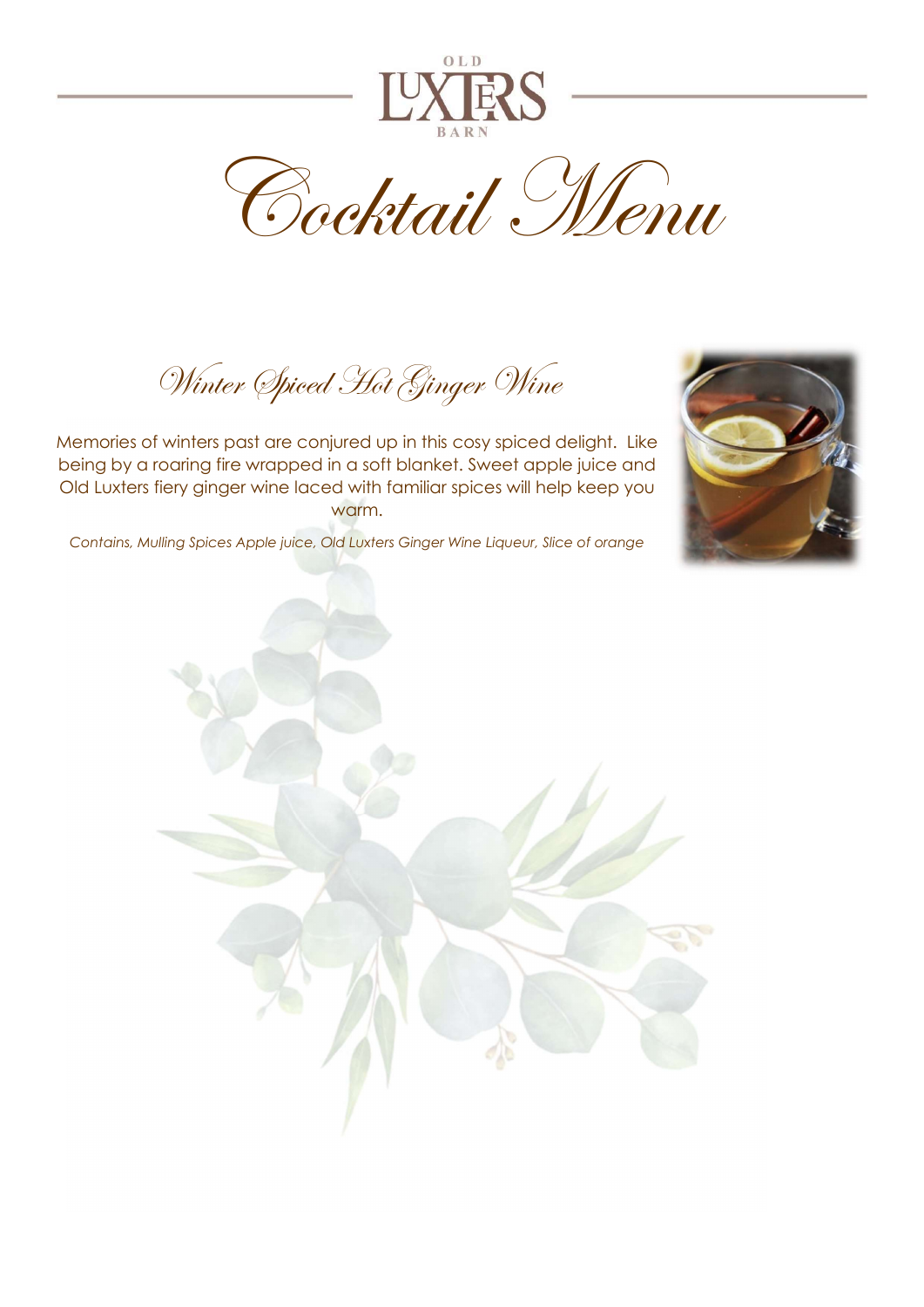OLD LUXTERS BARN

# Cocktail Menu

## Winter Spiced Hot Ginger Wine

Memories of winters past are conjured up in this cosy spiced delight. Like being by a roaring fire wrapped in a soft blanket. Sweet apple juice and Old Luxters fiery ginger wine laced with familiar spices will help keep you warm.

*Contains, Mulling Spices Apple juice, Old Luxters Ginger Wine Liqueur, Slice of orange*